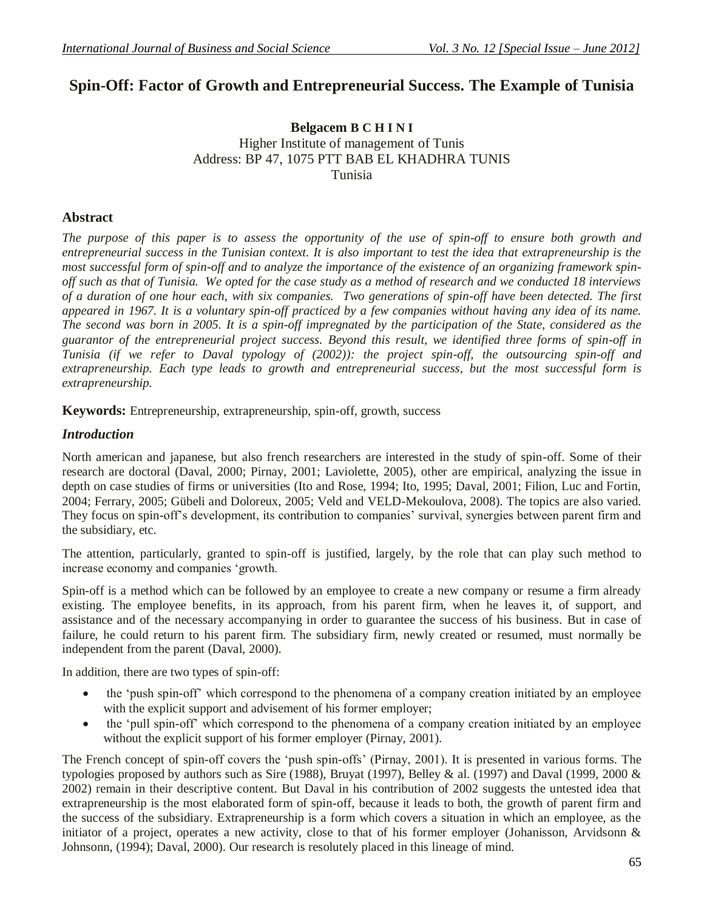# Spin-Off: Factor of Growth and Entrepreneurial Success. The Example of Tunisia

**Belgacem B C H I N I**
Higher Institute of management of Tunis
Address: BP 47, 1075 PTT BAB EL KHADHRA TUNIS
Tunisia

## Abstract

*The purpose of this paper is to assess the opportunity of the use of spin-off to ensure both growth and entrepreneurial success in the Tunisian context. It is also important to test the idea that extrapreneurship is the most successful form of spin-off and to analyze the importance of the existence of an organizing framework spin-off such as that of Tunisia. We opted for the case study as a method of research and we conducted 18 interviews of a duration of one hour each, with six companies. Two generations of spin-off have been detected. The first appeared in 1967. It is a voluntary spin-off practiced by a few companies without having any idea of its name. The second was born in 2005. It is a spin-off impregnated by the participation of the State, considered as the guarantor of the entrepreneurial project success. Beyond this result, we identified three forms of spin-off in Tunisia (if we refer to Daval typology of (2002)): the project spin-off, the outsourcing spin-off and extrapreneurship. Each type leads to growth and entrepreneurial success, but the most successful form is extrapreneurship.*

**Keywords:** Entrepreneurship, extrapreneurship, spin-off, growth, success

## *Introduction*

North american and japanese, but also french researchers are interested in the study of spin-off. Some of their research are doctoral (Daval, 2000; Pirnay, 2001; Laviolette, 2005), other are empirical, analyzing the issue in depth on case studies of firms or universities (Ito and Rose, 1994; Ito, 1995; Daval, 2001; Filion, Luc and Fortin, 2004; Ferrary, 2005; Gübeli and Doloreux, 2005; Veld and VELD-Mekoulova, 2008). The topics are also varied. They focus on spin-off's development, its contribution to companies' survival, synergies between parent firm and the subsidiary, etc.

The attention, particularly, granted to spin-off is justified, largely, by the role that can play such method to increase economy and companies 'growth.

Spin-off is a method which can be followed by an employee to create a new company or resume a firm already existing. The employee benefits, in its approach, from his parent firm, when he leaves it, of support, and assistance and of the necessary accompanying in order to guarantee the success of his business. But in case of failure, he could return to his parent firm. The subsidiary firm, newly created or resumed, must normally be independent from the parent (Daval, 2000).

In addition, there are two types of spin-off:

- the 'push spin-off' which correspond to the phenomena of a company creation initiated by an employee with the explicit support and advisement of his former employer;
- the 'pull spin-off' which correspond to the phenomena of a company creation initiated by an employee without the explicit support of his former employer (Pirnay, 2001).

The French concept of spin-off covers the 'push spin-offs' (Pirnay, 2001). It is presented in various forms. The typologies proposed by authors such as Sire (1988), Bruyat (1997), Belley & al. (1997) and Daval (1999, 2000 & 2002) remain in their descriptive content. But Daval in his contribution of 2002 suggests the untested idea that extrapreneurship is the most elaborated form of spin-off, because it leads to both, the growth of parent firm and the success of the subsidiary. Extrapreneurship is a form which covers a situation in which an employee, as the initiator of a project, operates a new activity, close to that of his former employer (Johanisson, Arvidsonn & Johnsonn, (1994); Daval, 2000). Our research is resolutely placed in this lineage of mind.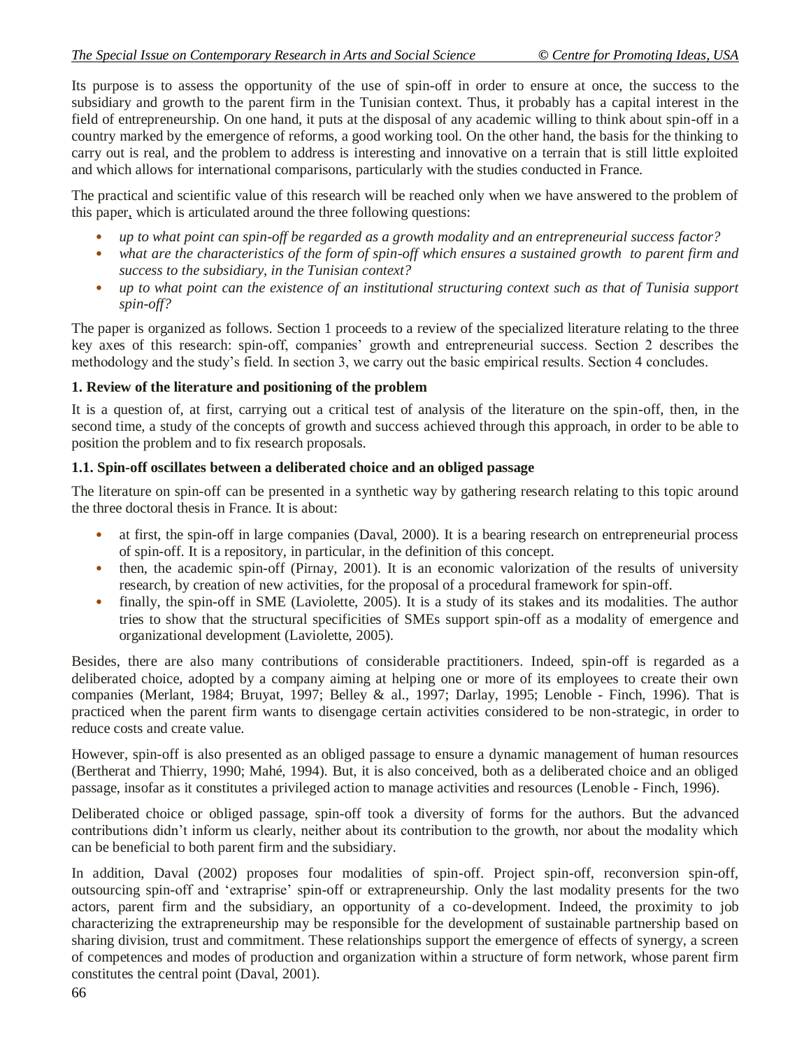Its purpose is to assess the opportunity of the use of spin-off in order to ensure at once, the success to the subsidiary and growth to the parent firm in the Tunisian context. Thus, it probably has a capital interest in the field of entrepreneurship. On one hand, it puts at the disposal of any academic willing to think about spin-off in a country marked by the emergence of reforms, a good working tool. On the other hand, the basis for the thinking to carry out is real, and the problem to address is interesting and innovative on a terrain that is still little exploited and which allows for international comparisons, particularly with the studies conducted in France.

The practical and scientific value of this research will be reached only when we have answered to the problem of this paper, which is articulated around the three following questions:

- *up to what point can spin-off be regarded as a growth modality and an entrepreneurial success factor?*
- *what are the characteristics of the form of spin-off which ensures a sustained growth to parent firm and success to the subsidiary, in the Tunisian context?*
- *up to what point can the existence of an institutional structuring context such as that of Tunisia support spin-off?*

The paper is organized as follows. Section 1 proceeds to a review of the specialized literature relating to the three key axes of this research: spin-off, companies' growth and entrepreneurial success. Section 2 describes the methodology and the study's field. In section 3, we carry out the basic empirical results. Section 4 concludes.

### 1. Review of the literature and positioning of the problem

It is a question of, at first, carrying out a critical test of analysis of the literature on the spin-off, then, in the second time, a study of the concepts of growth and success achieved through this approach, in order to be able to position the problem and to fix research proposals.

#### 1.1. Spin-off oscillates between a deliberated choice and an obliged passage

The literature on spin-off can be presented in a synthetic way by gathering research relating to this topic around the three doctoral thesis in France. It is about:

- at first, the spin-off in large companies (Daval, 2000). It is a bearing research on entrepreneurial process of spin-off. It is a repository, in particular, in the definition of this concept.
- then, the academic spin-off (Pirnay, 2001). It is an economic valorization of the results of university research, by creation of new activities, for the proposal of a procedural framework for spin-off.
- finally, the spin-off in SME (Laviolette, 2005). It is a study of its stakes and its modalities. The author tries to show that the structural specificities of SMEs support spin-off as a modality of emergence and organizational development (Laviolette, 2005).

Besides, there are also many contributions of considerable practitioners. Indeed, spin-off is regarded as a deliberated choice, adopted by a company aiming at helping one or more of its employees to create their own companies (Merlant, 1984; Bruyat, 1997; Belley & al., 1997; Darlay, 1995; Lenoble - Finch, 1996). That is practiced when the parent firm wants to disengage certain activities considered to be non-strategic, in order to reduce costs and create value.

However, spin-off is also presented as an obliged passage to ensure a dynamic management of human resources (Bertherat and Thierry, 1990; Mahé, 1994). But, it is also conceived, both as a deliberated choice and an obliged passage, insofar as it constitutes a privileged action to manage activities and resources (Lenoble - Finch, 1996).

Deliberated choice or obliged passage, spin-off took a diversity of forms for the authors. But the advanced contributions didn't inform us clearly, neither about its contribution to the growth, nor about the modality which can be beneficial to both parent firm and the subsidiary.

In addition, Daval (2002) proposes four modalities of spin-off. Project spin-off, reconversion spin-off, outsourcing spin-off and 'extraprise' spin-off or extrapreneurship. Only the last modality presents for the two actors, parent firm and the subsidiary, an opportunity of a co-development. Indeed, the proximity to job characterizing the extrapreneurship may be responsible for the development of sustainable partnership based on sharing division, trust and commitment. These relationships support the emergence of effects of synergy, a screen of competences and modes of production and organization within a structure of form network, whose parent firm constitutes the central point (Daval, 2001).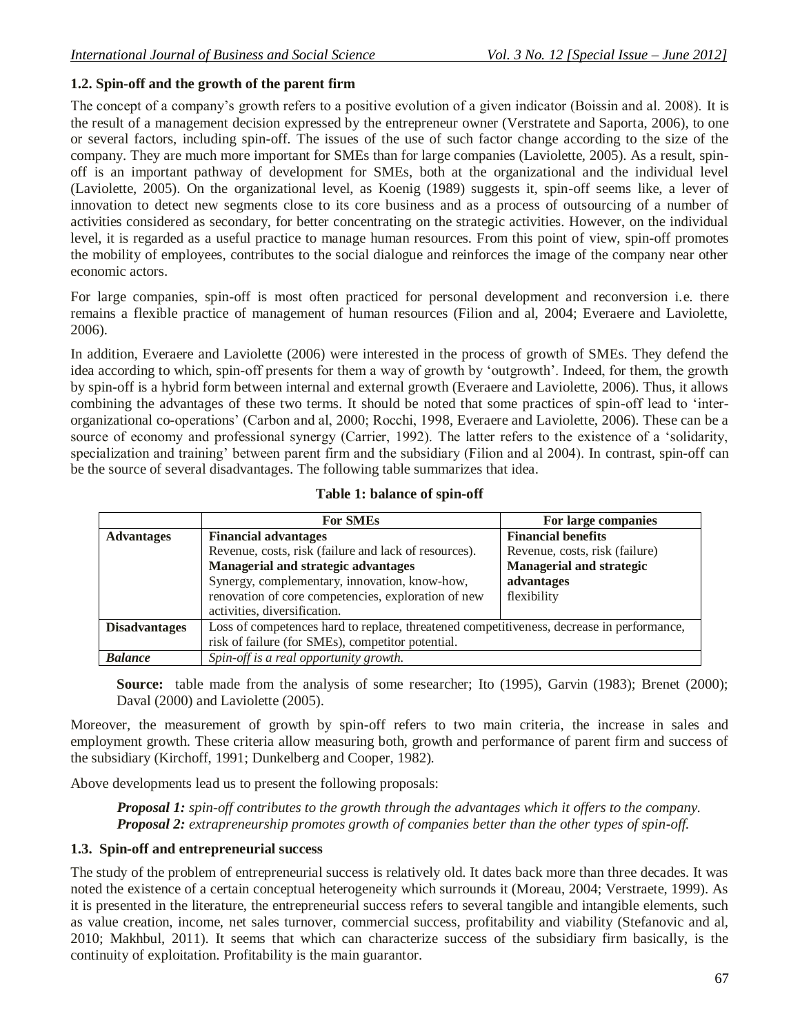### 1.2. Spin-off and the growth of the parent firm

The concept of a company's growth refers to a positive evolution of a given indicator (Boissin and al. 2008). It is the result of a management decision expressed by the entrepreneur owner (Verstratete and Saporta, 2006), to one or several factors, including spin-off. The issues of the use of such factor change according to the size of the company. They are much more important for SMEs than for large companies (Laviolette, 2005). As a result, spin-off is an important pathway of development for SMEs, both at the organizational and the individual level (Laviolette, 2005). On the organizational level, as Koenig (1989) suggests it, spin-off seems like, a lever of innovation to detect new segments close to its core business and as a process of outsourcing of a number of activities considered as secondary, for better concentrating on the strategic activities. However, on the individual level, it is regarded as a useful practice to manage human resources. From this point of view, spin-off promotes the mobility of employees, contributes to the social dialogue and reinforces the image of the company near other economic actors.

For large companies, spin-off is most often practiced for personal development and reconversion i.e. there remains a flexible practice of management of human resources (Filion and al, 2004; Everaere and Laviolette, 2006).

In addition, Everaere and Laviolette (2006) were interested in the process of growth of SMEs. They defend the idea according to which, spin-off presents for them a way of growth by 'outgrowth'. Indeed, for them, the growth by spin-off is a hybrid form between internal and external growth (Everaere and Laviolette, 2006). Thus, it allows combining the advantages of these two terms. It should be noted that some practices of spin-off lead to 'inter-organizational co-operations' (Carbon and al, 2000; Rocchi, 1998, Everaere and Laviolette, 2006). These can be a source of economy and professional synergy (Carrier, 1992). The latter refers to the existence of a 'solidarity, specialization and training' between parent firm and the subsidiary (Filion and al 2004). In contrast, spin-off can be the source of several disadvantages. The following table summarizes that idea.

**Table 1: balance of spin-off**

| | For SMEs | For large companies |
|---|---|---|
| **Advantages** | **Financial advantages**<br>Revenue, costs, risk (failure and lack of resources).<br>**Managerial and strategic advantages**<br>Synergy, complementary, innovation, know-how, renovation of core competencies, exploration of new activities, diversification. | **Financial benefits**<br>Revenue, costs, risk (failure)<br>**Managerial and strategic advantages**<br>flexibility |
| **Disadvantages** | Loss of competences hard to replace, threatened competitiveness, decrease in performance, risk of failure (for SMEs), competitor potential. | |
| ***Balance*** | *Spin-off is a real opportunity growth.* | |

**Source:** table made from the analysis of some researcher; Ito (1995), Garvin (1983); Brenet (2000); Daval (2000) and Laviolette (2005).

Moreover, the measurement of growth by spin-off refers to two main criteria, the increase in sales and employment growth. These criteria allow measuring both, growth and performance of parent firm and success of the subsidiary (Kirchoff, 1991; Dunkelberg and Cooper, 1982).

Above developments lead us to present the following proposals:

> ***Proposal 1:*** *spin-off contributes to the growth through the advantages which it offers to the company.*
> ***Proposal 2:*** *extrapreneurship promotes growth of companies better than the other types of spin-off.*

### 1.3. Spin-off and entrepreneurial success

The study of the problem of entrepreneurial success is relatively old. It dates back more than three decades. It was noted the existence of a certain conceptual heterogeneity which surrounds it (Moreau, 2004; Verstraete, 1999). As it is presented in the literature, the entrepreneurial success refers to several tangible and intangible elements, such as value creation, income, net sales turnover, commercial success, profitability and viability (Stefanovic and al, 2010; Makhbul, 2011). It seems that which can characterize success of the subsidiary firm basically, is the continuity of exploitation. Profitability is the main guarantor.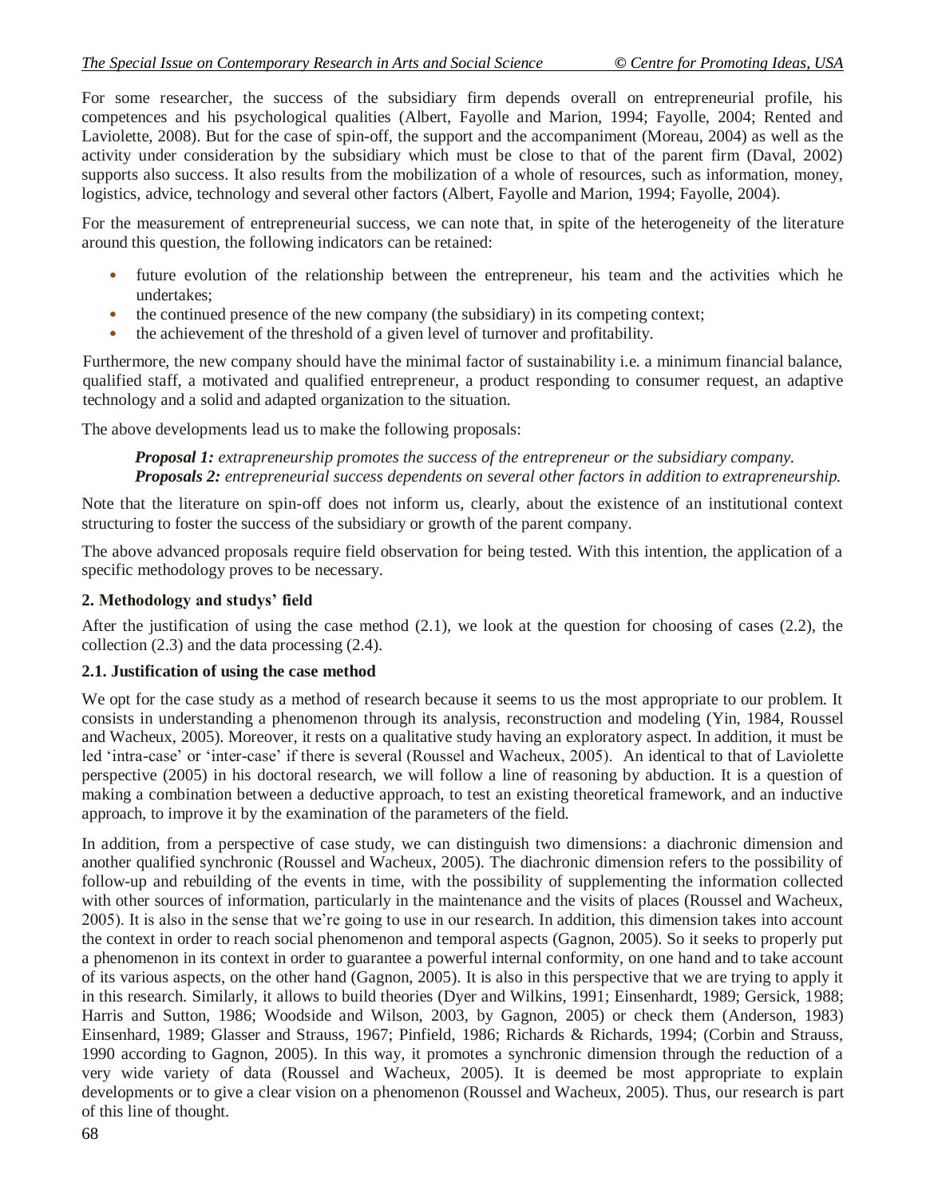For some researcher, the success of the subsidiary firm depends overall on entrepreneurial profile, his competences and his psychological qualities (Albert, Fayolle and Marion, 1994; Fayolle, 2004; Rented and Laviolette, 2008). But for the case of spin-off, the support and the accompaniment (Moreau, 2004) as well as the activity under consideration by the subsidiary which must be close to that of the parent firm (Daval, 2002) supports also success. It also results from the mobilization of a whole of resources, such as information, money, logistics, advice, technology and several other factors (Albert, Fayolle and Marion, 1994; Fayolle, 2004).

For the measurement of entrepreneurial success, we can note that, in spite of the heterogeneity of the literature around this question, the following indicators can be retained:

- future evolution of the relationship between the entrepreneur, his team and the activities which he undertakes;
- the continued presence of the new company (the subsidiary) in its competing context;
- the achievement of the threshold of a given level of turnover and profitability.

Furthermore, the new company should have the minimal factor of sustainability i.e. a minimum financial balance, qualified staff, a motivated and qualified entrepreneur, a product responding to consumer request, an adaptive technology and a solid and adapted organization to the situation.

The above developments lead us to make the following proposals:

> ***Proposal 1:*** *extrapreneurship promotes the success of the entrepreneur or the subsidiary company.*
> ***Proposals 2:*** *entrepreneurial success dependents on several other factors in addition to extrapreneurship.*

Note that the literature on spin-off does not inform us, clearly, about the existence of an institutional context structuring to foster the success of the subsidiary or growth of the parent company.

The above advanced proposals require field observation for being tested. With this intention, the application of a specific methodology proves to be necessary.

## 2. Methodology and studys' field

After the justification of using the case method (2.1), we look at the question for choosing of cases (2.2), the collection (2.3) and the data processing (2.4).

### 2.1. Justification of using the case method

We opt for the case study as a method of research because it seems to us the most appropriate to our problem. It consists in understanding a phenomenon through its analysis, reconstruction and modeling (Yin, 1984, Roussel and Wacheux, 2005). Moreover, it rests on a qualitative study having an exploratory aspect. In addition, it must be led 'intra-case' or 'inter-case' if there is several (Roussel and Wacheux, 2005). An identical to that of Laviolette perspective (2005) in his doctoral research, we will follow a line of reasoning by abduction. It is a question of making a combination between a deductive approach, to test an existing theoretical framework, and an inductive approach, to improve it by the examination of the parameters of the field.

In addition, from a perspective of case study, we can distinguish two dimensions: a diachronic dimension and another qualified synchronic (Roussel and Wacheux, 2005). The diachronic dimension refers to the possibility of follow-up and rebuilding of the events in time, with the possibility of supplementing the information collected with other sources of information, particularly in the maintenance and the visits of places (Roussel and Wacheux, 2005). It is also in the sense that we're going to use in our research. In addition, this dimension takes into account the context in order to reach social phenomenon and temporal aspects (Gagnon, 2005). So it seeks to properly put a phenomenon in its context in order to guarantee a powerful internal conformity, on one hand and to take account of its various aspects, on the other hand (Gagnon, 2005). It is also in this perspective that we are trying to apply it in this research. Similarly, it allows to build theories (Dyer and Wilkins, 1991; Einsenhardt, 1989; Gersick, 1988; Harris and Sutton, 1986; Woodside and Wilson, 2003, by Gagnon, 2005) or check them (Anderson, 1983) Einsenhard, 1989; Glasser and Strauss, 1967; Pinfield, 1986; Richards & Richards, 1994; (Corbin and Strauss, 1990 according to Gagnon, 2005). In this way, it promotes a synchronic dimension through the reduction of a very wide variety of data (Roussel and Wacheux, 2005). It is deemed be most appropriate to explain developments or to give a clear vision on a phenomenon (Roussel and Wacheux, 2005). Thus, our research is part of this line of thought.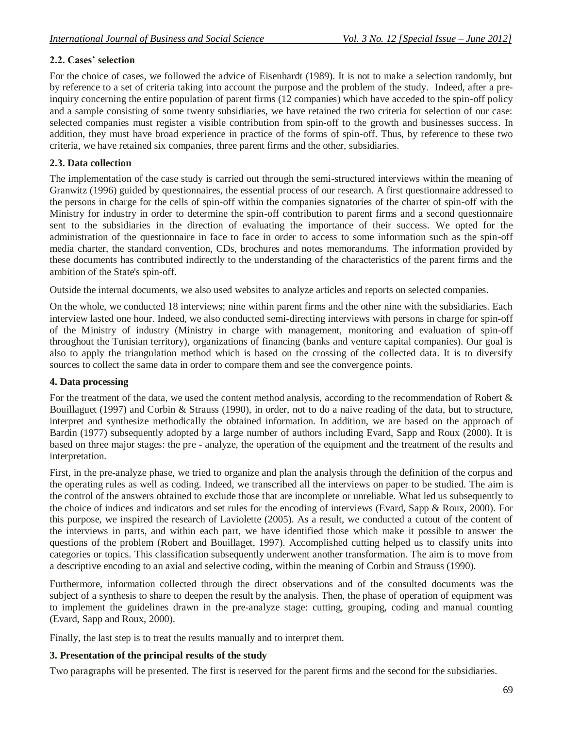### 2.2. Cases' selection

For the choice of cases, we followed the advice of Eisenhardt (1989). It is not to make a selection randomly, but by reference to a set of criteria taking into account the purpose and the problem of the study. Indeed, after a pre-inquiry concerning the entire population of parent firms (12 companies) which have acceded to the spin-off policy and a sample consisting of some twenty subsidiaries, we have retained the two criteria for selection of our case: selected companies must register a visible contribution from spin-off to the growth and businesses success. In addition, they must have broad experience in practice of the forms of spin-off. Thus, by reference to these two criteria, we have retained six companies, three parent firms and the other, subsidiaries.

### 2.3. Data collection

The implementation of the case study is carried out through the semi-structured interviews within the meaning of Granwitz (1996) guided by questionnaires, the essential process of our research. A first questionnaire addressed to the persons in charge for the cells of spin-off within the companies signatories of the charter of spin-off with the Ministry for industry in order to determine the spin-off contribution to parent firms and a second questionnaire sent to the subsidiaries in the direction of evaluating the importance of their success. We opted for the administration of the questionnaire in face to face in order to access to some information such as the spin-off media charter, the standard convention, CDs, brochures and notes memorandums. The information provided by these documents has contributed indirectly to the understanding of the characteristics of the parent firms and the ambition of the State's spin-off.

Outside the internal documents, we also used websites to analyze articles and reports on selected companies.

On the whole, we conducted 18 interviews; nine within parent firms and the other nine with the subsidiaries. Each interview lasted one hour. Indeed, we also conducted semi-directing interviews with persons in charge for spin-off of the Ministry of industry (Ministry in charge with management, monitoring and evaluation of spin-off throughout the Tunisian territory), organizations of financing (banks and venture capital companies). Our goal is also to apply the triangulation method which is based on the crossing of the collected data. It is to diversify sources to collect the same data in order to compare them and see the convergence points.

## 4. Data processing

For the treatment of the data, we used the content method analysis, according to the recommendation of Robert & Bouillaguet (1997) and Corbin & Strauss (1990), in order, not to do a naive reading of the data, but to structure, interpret and synthesize methodically the obtained information. In addition, we are based on the approach of Bardin (1977) subsequently adopted by a large number of authors including Evard, Sapp and Roux (2000). It is based on three major stages: the pre - analyze, the operation of the equipment and the treatment of the results and interpretation.

First, in the pre-analyze phase, we tried to organize and plan the analysis through the definition of the corpus and the operating rules as well as coding. Indeed, we transcribed all the interviews on paper to be studied. The aim is the control of the answers obtained to exclude those that are incomplete or unreliable. What led us subsequently to the choice of indices and indicators and set rules for the encoding of interviews (Evard, Sapp & Roux, 2000). For this purpose, we inspired the research of Laviolette (2005). As a result, we conducted a cutout of the content of the interviews in parts, and within each part, we have identified those which make it possible to answer the questions of the problem (Robert and Bouillaget, 1997). Accomplished cutting helped us to classify units into categories or topics. This classification subsequently underwent another transformation. The aim is to move from a descriptive encoding to an axial and selective coding, within the meaning of Corbin and Strauss (1990).

Furthermore, information collected through the direct observations and of the consulted documents was the subject of a synthesis to share to deepen the result by the analysis. Then, the phase of operation of equipment was to implement the guidelines drawn in the pre-analyze stage: cutting, grouping, coding and manual counting (Evard, Sapp and Roux, 2000).

Finally, the last step is to treat the results manually and to interpret them.

## 3. Presentation of the principal results of the study

Two paragraphs will be presented. The first is reserved for the parent firms and the second for the subsidiaries.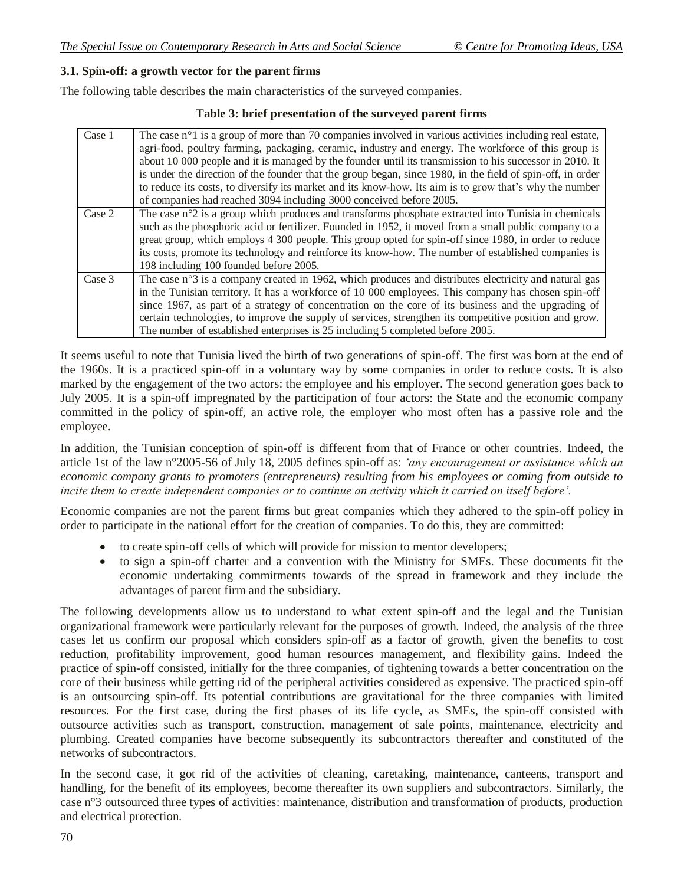### 3.1. Spin-off: a growth vector for the parent firms

The following table describes the main characteristics of the surveyed companies.

**Table 3: brief presentation of the surveyed parent firms**

| | |
|---|---|
| Case 1 | The case n°1 is a group of more than 70 companies involved in various activities including real estate, agri-food, poultry farming, packaging, ceramic, industry and energy. The workforce of this group is about 10 000 people and it is managed by the founder until its transmission to his successor in 2010. It is under the direction of the founder that the group began, since 1980, in the field of spin-off, in order to reduce its costs, to diversify its market and its know-how. Its aim is to grow that's why the number of companies had reached 3094 including 3000 conceived before 2005. |
| Case 2 | The case n°2 is a group which produces and transforms phosphate extracted into Tunisia in chemicals such as the phosphoric acid or fertilizer. Founded in 1952, it moved from a small public company to a great group, which employs 4 300 people. This group opted for spin-off since 1980, in order to reduce its costs, promote its technology and reinforce its know-how. The number of established companies is 198 including 100 founded before 2005. |
| Case 3 | The case n°3 is a company created in 1962, which produces and distributes electricity and natural gas in the Tunisian territory. It has a workforce of 10 000 employees. This company has chosen spin-off since 1967, as part of a strategy of concentration on the core of its business and the upgrading of certain technologies, to improve the supply of services, strengthen its competitive position and grow. The number of established enterprises is 25 including 5 completed before 2005. |

It seems useful to note that Tunisia lived the birth of two generations of spin-off. The first was born at the end of the 1960s. It is a practiced spin-off in a voluntary way by some companies in order to reduce costs. It is also marked by the engagement of the two actors: the employee and his employer. The second generation goes back to July 2005. It is a spin-off impregnated by the participation of four actors: the State and the economic company committed in the policy of spin-off, an active role, the employer who most often has a passive role and the employee.

In addition, the Tunisian conception of spin-off is different from that of France or other countries. Indeed, the article 1st of the law n°2005-56 of July 18, 2005 defines spin-off as: *'any encouragement or assistance which an economic company grants to promoters (entrepreneurs) resulting from his employees or coming from outside to incite them to create independent companies or to continue an activity which it carried on itself before'.*

Economic companies are not the parent firms but great companies which they adhered to the spin-off policy in order to participate in the national effort for the creation of companies. To do this, they are committed:

- to create spin-off cells of which will provide for mission to mentor developers;
- to sign a spin-off charter and a convention with the Ministry for SMEs. These documents fit the economic undertaking commitments towards of the spread in framework and they include the advantages of parent firm and the subsidiary.

The following developments allow us to understand to what extent spin-off and the legal and the Tunisian organizational framework were particularly relevant for the purposes of growth. Indeed, the analysis of the three cases let us confirm our proposal which considers spin-off as a factor of growth, given the benefits to cost reduction, profitability improvement, good human resources management, and flexibility gains. Indeed the practice of spin-off consisted, initially for the three companies, of tightening towards a better concentration on the core of their business while getting rid of the peripheral activities considered as expensive. The practiced spin-off is an outsourcing spin-off. Its potential contributions are gravitational for the three companies with limited resources. For the first case, during the first phases of its life cycle, as SMEs, the spin-off consisted with outsource activities such as transport, construction, management of sale points, maintenance, electricity and plumbing. Created companies have become subsequently its subcontractors thereafter and constituted of the networks of subcontractors.

In the second case, it got rid of the activities of cleaning, caretaking, maintenance, canteens, transport and handling, for the benefit of its employees, become thereafter its own suppliers and subcontractors. Similarly, the case n°3 outsourced three types of activities: maintenance, distribution and transformation of products, production and electrical protection.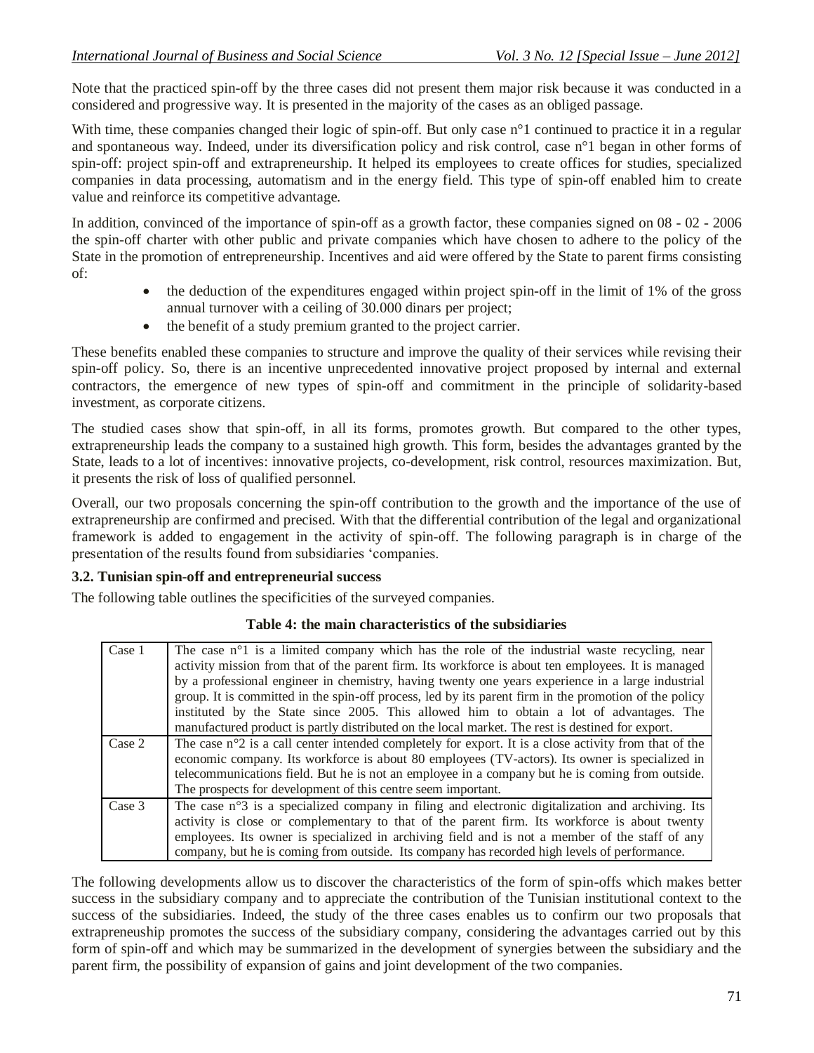Note that the practiced spin-off by the three cases did not present them major risk because it was conducted in a considered and progressive way. It is presented in the majority of the cases as an obliged passage.

With time, these companies changed their logic of spin-off. But only case n°1 continued to practice it in a regular and spontaneous way. Indeed, under its diversification policy and risk control, case n°1 began in other forms of spin-off: project spin-off and extrapreneurship. It helped its employees to create offices for studies, specialized companies in data processing, automatism and in the energy field. This type of spin-off enabled him to create value and reinforce its competitive advantage.

In addition, convinced of the importance of spin-off as a growth factor, these companies signed on 08 - 02 - 2006 the spin-off charter with other public and private companies which have chosen to adhere to the policy of the State in the promotion of entrepreneurship. Incentives and aid were offered by the State to parent firms consisting of:

- the deduction of the expenditures engaged within project spin-off in the limit of 1% of the gross annual turnover with a ceiling of 30.000 dinars per project;
- the benefit of a study premium granted to the project carrier.

These benefits enabled these companies to structure and improve the quality of their services while revising their spin-off policy. So, there is an incentive unprecedented innovative project proposed by internal and external contractors, the emergence of new types of spin-off and commitment in the principle of solidarity-based investment, as corporate citizens.

The studied cases show that spin-off, in all its forms, promotes growth. But compared to the other types, extrapreneurship leads the company to a sustained high growth. This form, besides the advantages granted by the State, leads to a lot of incentives: innovative projects, co-development, risk control, resources maximization. But, it presents the risk of loss of qualified personnel.

Overall, our two proposals concerning the spin-off contribution to the growth and the importance of the use of extrapreneurship are confirmed and precised. With that the differential contribution of the legal and organizational framework is added to engagement in the activity of spin-off. The following paragraph is in charge of the presentation of the results found from subsidiaries 'companies.

### 3.2. Tunisian spin-off and entrepreneurial success

The following table outlines the specificities of the surveyed companies.

**Table 4: the main characteristics of the subsidiaries**

| Case | Characteristics |
|---|---|
| Case 1 | The case n°1 is a limited company which has the role of the industrial waste recycling, near activity mission from that of the parent firm. Its workforce is about ten employees. It is managed by a professional engineer in chemistry, having twenty one years experience in a large industrial group. It is committed in the spin-off process, led by its parent firm in the promotion of the policy instituted by the State since 2005. This allowed him to obtain a lot of advantages. The manufactured product is partly distributed on the local market. The rest is destined for export. |
| Case 2 | The case n°2 is a call center intended completely for export. It is a close activity from that of the economic company. Its workforce is about 80 employees (TV-actors). Its owner is specialized in telecommunications field. But he is not an employee in a company but he is coming from outside. The prospects for development of this centre seem important. |
| Case 3 | The case n°3 is a specialized company in filing and electronic digitalization and archiving. Its activity is close or complementary to that of the parent firm. Its workforce is about twenty employees. Its owner is specialized in archiving field and is not a member of the staff of any company, but he is coming from outside. Its company has recorded high levels of performance. |

The following developments allow us to discover the characteristics of the form of spin-offs which makes better success in the subsidiary company and to appreciate the contribution of the Tunisian institutional context to the success of the subsidiaries. Indeed, the study of the three cases enables us to confirm our two proposals that extrapreneuship promotes the success of the subsidiary company, considering the advantages carried out by this form of spin-off and which may be summarized in the development of synergies between the subsidiary and the parent firm, the possibility of expansion of gains and joint development of the two companies.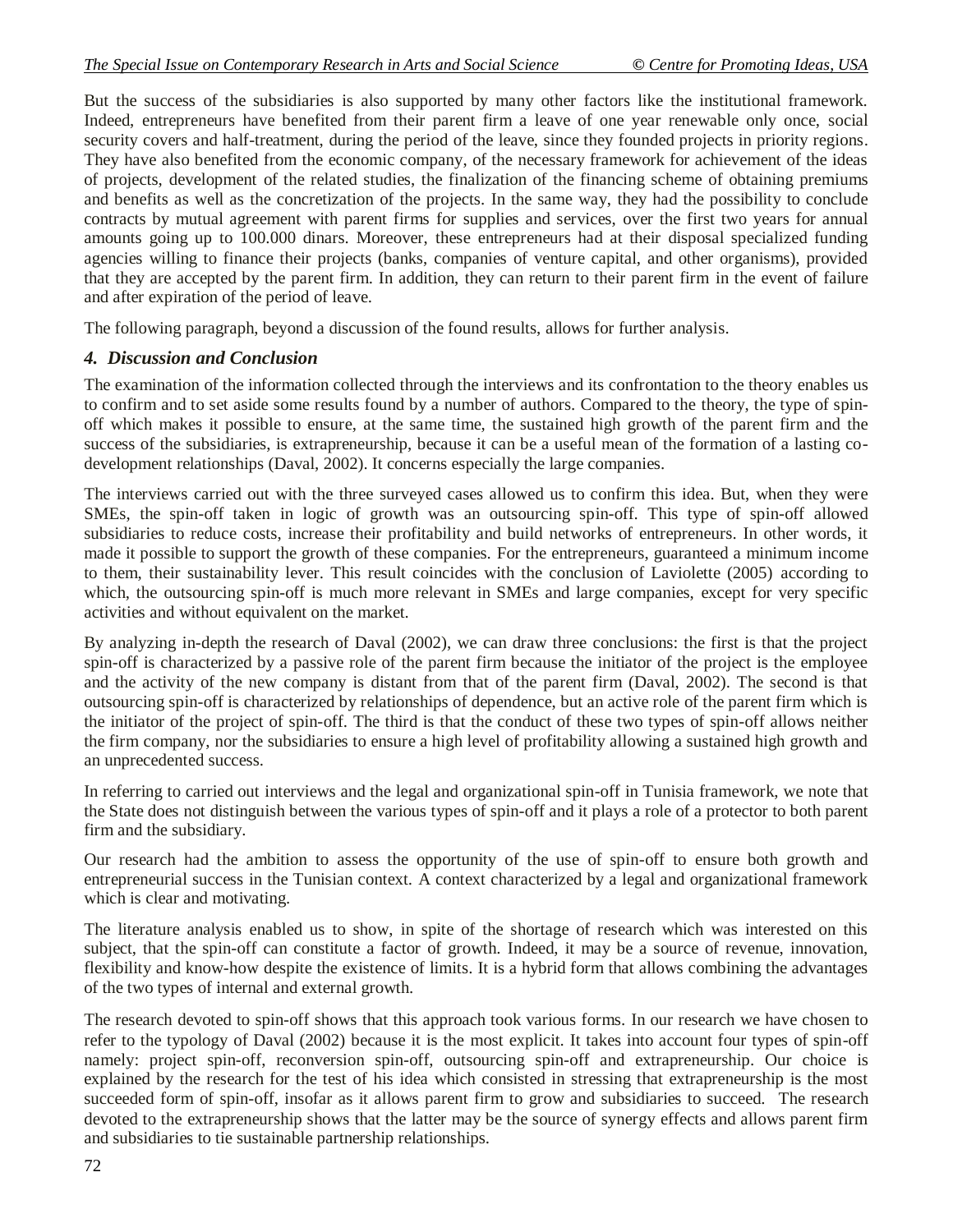But the success of the subsidiaries is also supported by many other factors like the institutional framework. Indeed, entrepreneurs have benefited from their parent firm a leave of one year renewable only once, social security covers and half-treatment, during the period of the leave, since they founded projects in priority regions. They have also benefited from the economic company, of the necessary framework for achievement of the ideas of projects, development of the related studies, the finalization of the financing scheme of obtaining premiums and benefits as well as the concretization of the projects. In the same way, they had the possibility to conclude contracts by mutual agreement with parent firms for supplies and services, over the first two years for annual amounts going up to 100.000 dinars. Moreover, these entrepreneurs had at their disposal specialized funding agencies willing to finance their projects (banks, companies of venture capital, and other organisms), provided that they are accepted by the parent firm. In addition, they can return to their parent firm in the event of failure and after expiration of the period of leave.

The following paragraph, beyond a discussion of the found results, allows for further analysis.

## 4. Discussion and Conclusion

The examination of the information collected through the interviews and its confrontation to the theory enables us to confirm and to set aside some results found by a number of authors. Compared to the theory, the type of spin-off which makes it possible to ensure, at the same time, the sustained high growth of the parent firm and the success of the subsidiaries, is extrapreneurship, because it can be a useful mean of the formation of a lasting co-development relationships (Daval, 2002). It concerns especially the large companies.

The interviews carried out with the three surveyed cases allowed us to confirm this idea. But, when they were SMEs, the spin-off taken in logic of growth was an outsourcing spin-off. This type of spin-off allowed subsidiaries to reduce costs, increase their profitability and build networks of entrepreneurs. In other words, it made it possible to support the growth of these companies. For the entrepreneurs, guaranteed a minimum income to them, their sustainability lever. This result coincides with the conclusion of Laviolette (2005) according to which, the outsourcing spin-off is much more relevant in SMEs and large companies, except for very specific activities and without equivalent on the market.

By analyzing in-depth the research of Daval (2002), we can draw three conclusions: the first is that the project spin-off is characterized by a passive role of the parent firm because the initiator of the project is the employee and the activity of the new company is distant from that of the parent firm (Daval, 2002). The second is that outsourcing spin-off is characterized by relationships of dependence, but an active role of the parent firm which is the initiator of the project of spin-off. The third is that the conduct of these two types of spin-off allows neither the firm company, nor the subsidiaries to ensure a high level of profitability allowing a sustained high growth and an unprecedented success.

In referring to carried out interviews and the legal and organizational spin-off in Tunisia framework, we note that the State does not distinguish between the various types of spin-off and it plays a role of a protector to both parent firm and the subsidiary.

Our research had the ambition to assess the opportunity of the use of spin-off to ensure both growth and entrepreneurial success in the Tunisian context. A context characterized by a legal and organizational framework which is clear and motivating.

The literature analysis enabled us to show, in spite of the shortage of research which was interested on this subject, that the spin-off can constitute a factor of growth. Indeed, it may be a source of revenue, innovation, flexibility and know-how despite the existence of limits. It is a hybrid form that allows combining the advantages of the two types of internal and external growth.

The research devoted to spin-off shows that this approach took various forms. In our research we have chosen to refer to the typology of Daval (2002) because it is the most explicit. It takes into account four types of spin-off namely: project spin-off, reconversion spin-off, outsourcing spin-off and extrapreneurship. Our choice is explained by the research for the test of his idea which consisted in stressing that extrapreneurship is the most succeeded form of spin-off, insofar as it allows parent firm to grow and subsidiaries to succeed. The research devoted to the extrapreneurship shows that the latter may be the source of synergy effects and allows parent firm and subsidiaries to tie sustainable partnership relationships.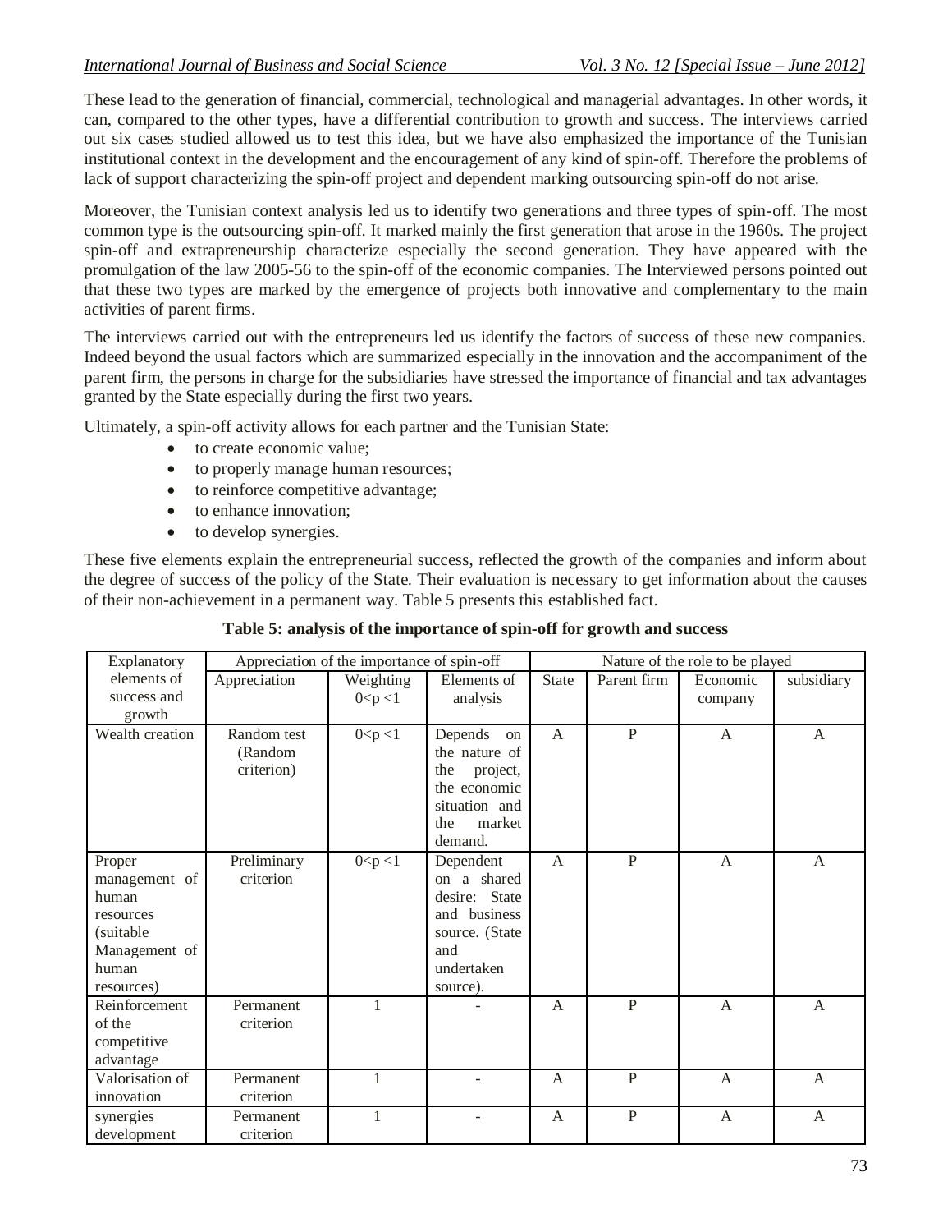These lead to the generation of financial, commercial, technological and managerial advantages. In other words, it can, compared to the other types, have a differential contribution to growth and success. The interviews carried out six cases studied allowed us to test this idea, but we have also emphasized the importance of the Tunisian institutional context in the development and the encouragement of any kind of spin-off. Therefore the problems of lack of support characterizing the spin-off project and dependent marking outsourcing spin-off do not arise.

Moreover, the Tunisian context analysis led us to identify two generations and three types of spin-off. The most common type is the outsourcing spin-off. It marked mainly the first generation that arose in the 1960s. The project spin-off and extrapreneurship characterize especially the second generation. They have appeared with the promulgation of the law 2005-56 to the spin-off of the economic companies. The Interviewed persons pointed out that these two types are marked by the emergence of projects both innovative and complementary to the main activities of parent firms.

The interviews carried out with the entrepreneurs led us identify the factors of success of these new companies. Indeed beyond the usual factors which are summarized especially in the innovation and the accompaniment of the parent firm, the persons in charge for the subsidiaries have stressed the importance of financial and tax advantages granted by the State especially during the first two years.

Ultimately, a spin-off activity allows for each partner and the Tunisian State:

- to create economic value;
- to properly manage human resources;
- to reinforce competitive advantage;
- to enhance innovation;
- to develop synergies.

These five elements explain the entrepreneurial success, reflected the growth of the companies and inform about the degree of success of the policy of the State. Their evaluation is necessary to get information about the causes of their non-achievement in a permanent way. Table 5 presents this established fact.

**Table 5: analysis of the importance of spin-off for growth and success**

| Explanatory elements of success and growth | Appreciation of the importance of spin-off | | | Nature of the role to be played | | | |
|---|---|---|---|---|---|---|---|
| | Appreciation | Weighting $0<p<1$ | Elements of analysis | State | Parent firm | Economic company | subsidiary |
| Wealth creation | Random test (Random criterion) | $0<p<1$ | Depends on the nature of the project, the economic situation and the market demand. | A | P | A | A |
| Proper management of human resources (suitable Management of human resources) | Preliminary criterion | $0<p<1$ | Dependent on a shared desire: State and business source. (State and undertaken source). | A | P | A | A |
| Reinforcement of the competitive advantage | Permanent criterion | 1 | - | A | P | A | A |
| Valorisation of innovation | Permanent criterion | 1 | - | A | P | A | A |
| synergies development | Permanent criterion | 1 | - | A | P | A | A |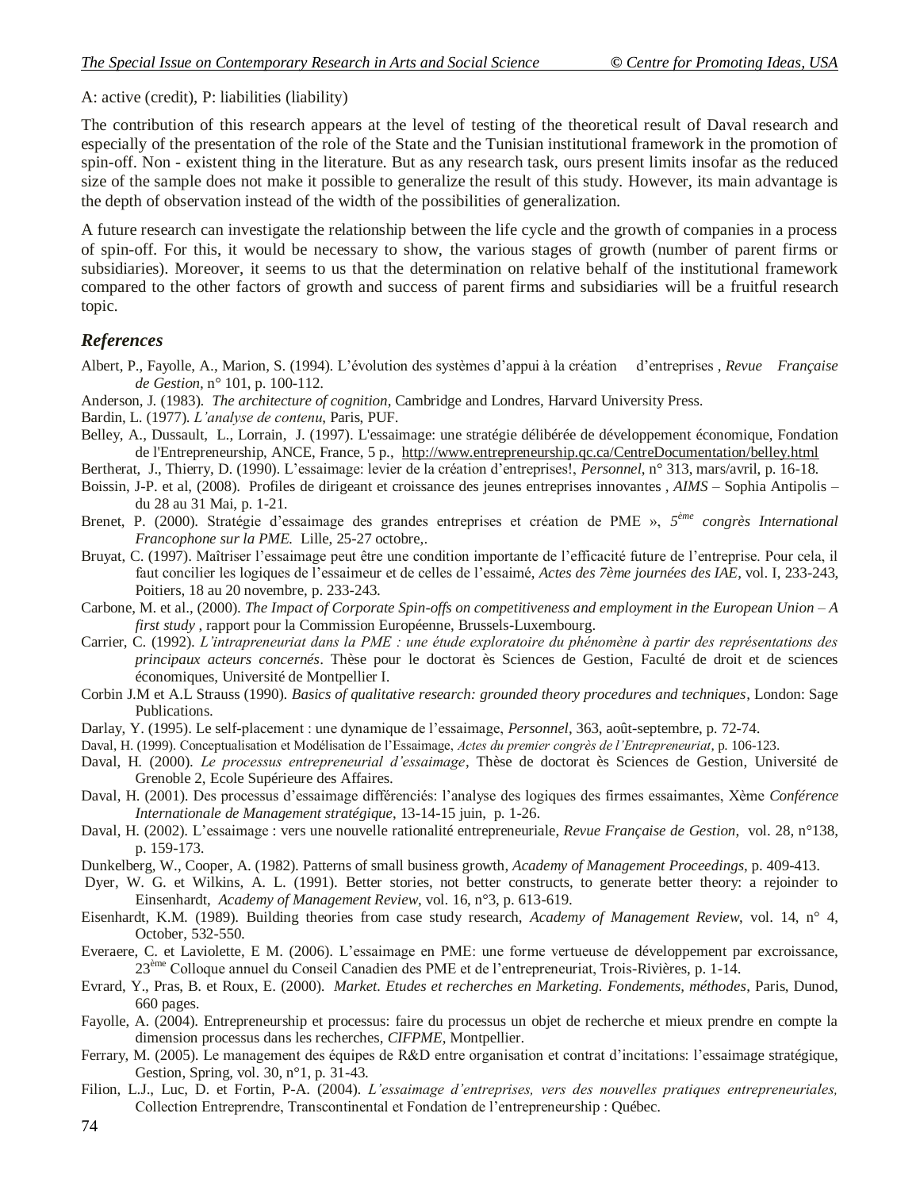A: active (credit), P: liabilities (liability)

The contribution of this research appears at the level of testing of the theoretical result of Daval research and especially of the presentation of the role of the State and the Tunisian institutional framework in the promotion of spin-off. Non - existent thing in the literature. But as any research task, ours present limits insofar as the reduced size of the sample does not make it possible to generalize the result of this study. However, its main advantage is the depth of observation instead of the width of the possibilities of generalization.

A future research can investigate the relationship between the life cycle and the growth of companies in a process of spin-off. For this, it would be necessary to show, the various stages of growth (number of parent firms or subsidiaries). Moreover, it seems to us that the determination on relative behalf of the institutional framework compared to the other factors of growth and success of parent firms and subsidiaries will be a fruitful research topic.

## *References*

Albert, P., Fayolle, A., Marion, S. (1994). L'évolution des systèmes d'appui à la création d'entreprises , *Revue Française de Gestion*, n° 101, p. 100-112.

Anderson, J. (1983). *The architecture of cognition*, Cambridge and Londres, Harvard University Press.

Bardin, L. (1977). *L'analyse de contenu*, Paris, PUF.

Belley, A., Dussault, L., Lorrain, J. (1997). L'essaimage: une stratégie délibérée de développement économique, Fondation de l'Entrepreneurship, ANCE, France, 5 p., http://www.entrepreneurship.qc.ca/CentreDocumentation/belley.html

Bertherat, J., Thierry, D. (1990). L'essaimage: levier de la création d'entreprises!, *Personnel*, n° 313, mars/avril, p. 16-18.

Boissin, J-P. et al, (2008). Profiles de dirigeant et croissance des jeunes entreprises innovantes , *AIMS* – Sophia Antipolis – du 28 au 31 Mai, p. 1-21.

Brenet, P. (2000). Stratégie d'essaimage des grandes entreprises et création de PME », *5ème congrès International Francophone sur la PME.* Lille, 25-27 octobre,.

Bruyat, C. (1997). Maîtriser l'essaimage peut être une condition importante de l'efficacité future de l'entreprise. Pour cela, il faut concilier les logiques de l'essaimeur et de celles de l'essaimé, *Actes des 7ème journées des IAE*, vol. I, 233-243, Poitiers, 18 au 20 novembre, p. 233-243.

Carbone, M. et al., (2000). *The Impact of Corporate Spin-offs on competitiveness and employment in the European Union – A first study* , rapport pour la Commission Européenne, Brussels-Luxembourg.

Carrier, C. (1992). *L'intrapreneuriat dans la PME : une étude exploratoire du phénomène à partir des représentations des principaux acteurs concernés*. Thèse pour le doctorat ès Sciences de Gestion, Faculté de droit et de sciences économiques, Université de Montpellier I.

Corbin J.M et A.L Strauss (1990). *Basics of qualitative research: grounded theory procedures and techniques*, London: Sage Publications.

Darlay, Y. (1995). Le self-placement : une dynamique de l'essaimage, *Personnel*, 363, août-septembre, p. 72-74.

Daval, H. (1999). Conceptualisation et Modélisation de l'Essaimage, *Actes du premier congrès de l'Entrepreneuriat*, p. 106-123.

Daval, H. (2000). *Le processus entrepreneurial d'essaimage*, Thèse de doctorat ès Sciences de Gestion, Université de Grenoble 2, Ecole Supérieure des Affaires.

Daval, H. (2001). Des processus d'essaimage différenciés: l'analyse des logiques des firmes essaimantes, Xème *Conférence Internationale de Management stratégique*, 13-14-15 juin, p. 1-26.

Daval, H. (2002). L'essaimage : vers une nouvelle rationalité entrepreneuriale, *Revue Française de Gestion*, vol. 28, n°138, p. 159-173.

Dunkelberg, W., Cooper, A. (1982). Patterns of small business growth, *Academy of Management Proceedings*, p. 409-413.

Dyer, W. G. et Wilkins, A. L. (1991). Better stories, not better constructs, to generate better theory: a rejoinder to Einsenhardt, *Academy of Management Review*, vol. 16, n°3, p. 613-619.

Eisenhardt, K.M. (1989). Building theories from case study research, *Academy of Management Review*, vol. 14, n° 4, October, 532-550.

Everaere, C. et Laviolette, E M. (2006). L'essaimage en PME: une forme vertueuse de développement par excroissance, 23ème Colloque annuel du Conseil Canadien des PME et de l'entrepreneuriat, Trois-Rivières, p. 1-14.

Evrard, Y., Pras, B. et Roux, E. (2000). *Market. Etudes et recherches en Marketing. Fondements, méthodes*, Paris, Dunod, 660 pages.

Fayolle, A. (2004). Entrepreneurship et processus: faire du processus un objet de recherche et mieux prendre en compte la dimension processus dans les recherches, *CIFPME*, Montpellier.

Ferrary, M. (2005). Le management des équipes de R&D entre organisation et contrat d'incitations: l'essaimage stratégique, Gestion, Spring, vol. 30, n°1, p. 31-43.

Filion, L.J., Luc, D. et Fortin, P-A. (2004). *L'essaimage d'entreprises, vers des nouvelles pratiques entrepreneuriales,* Collection Entreprendre, Transcontinental et Fondation de l'entrepreneurship : Québec.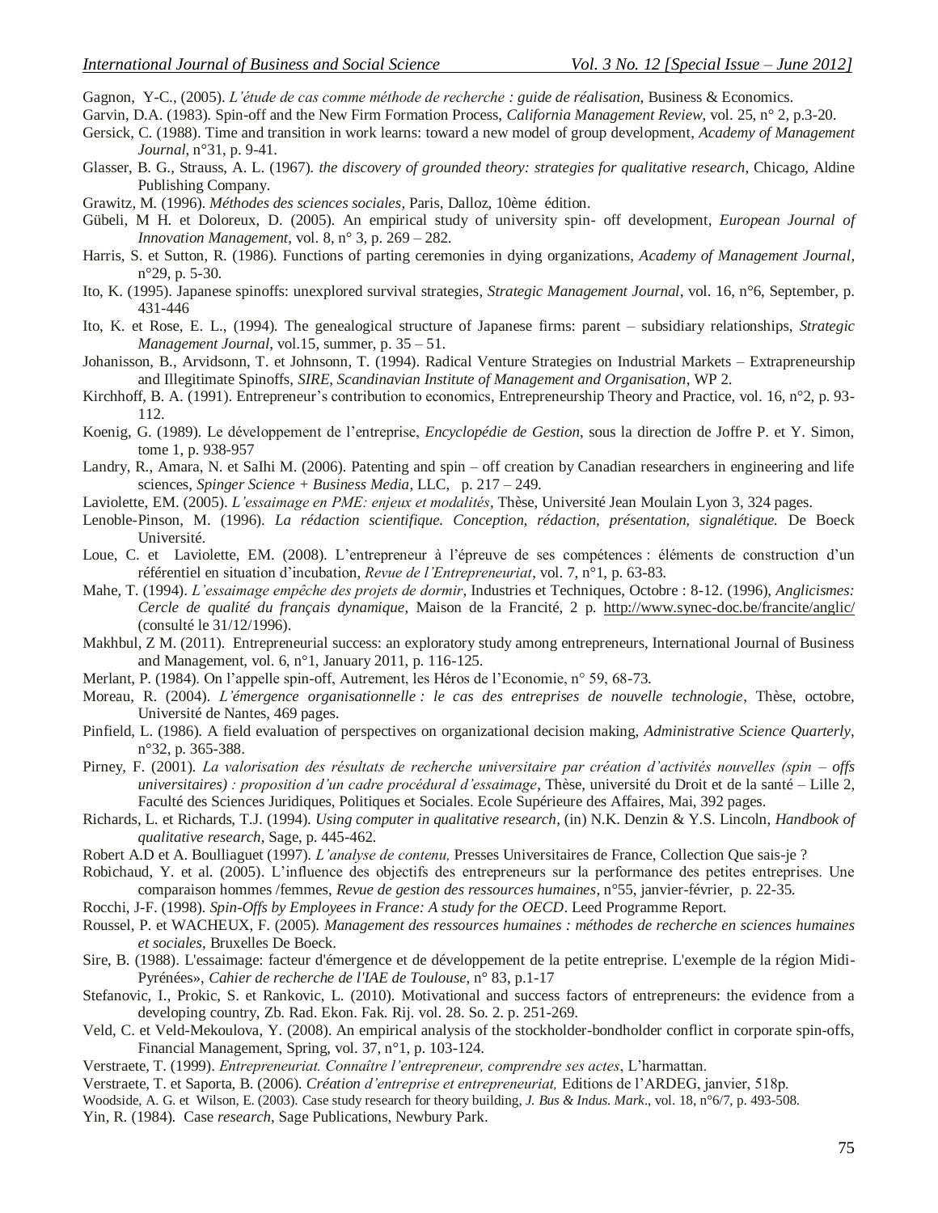Gagnon, Y-C., (2005). *L'étude de cas comme méthode de recherche : guide de réalisation*, Business & Economics.

Garvin, D.A. (1983). Spin-off and the New Firm Formation Process, *California Management Review*, vol. 25, n° 2, p.3-20.

Gersick, C. (1988). Time and transition in work learns: toward a new model of group development, *Academy of Management Journal*, n°31, p. 9-41.

Glasser, B. G., Strauss, A. L. (1967). *the discovery of grounded theory: strategies for qualitative research*, Chicago, Aldine Publishing Company.

Grawitz, M. (1996). *Méthodes des sciences sociales*, Paris, Dalloz, 10ème édition.

Gübeli, M H. et Doloreux, D. (2005). An empirical study of university spin- off development, *European Journal of Innovation Management*, vol. 8, n° 3, p. 269 – 282.

Harris, S. et Sutton, R. (1986). Functions of parting ceremonies in dying organizations, *Academy of Management Journal*, n°29, p. 5-30.

Ito, K. (1995). Japanese spinoffs: unexplored survival strategies, *Strategic Management Journal*, vol. 16, n°6, September, p. 431-446

Ito, K. et Rose, E. L., (1994). The genealogical structure of Japanese firms: parent – subsidiary relationships, *Strategic Management Journal*, vol.15, summer, p. 35 – 51.

Johanisson, B., Arvidsonn, T. et Johnsonn, T. (1994). Radical Venture Strategies on Industrial Markets – Extrapreneurship and Illegitimate Spinoffs, *SIRE, Scandinavian Institute of Management and Organisation*, WP 2.

Kirchhoff, B. A. (1991). Entrepreneur's contribution to economics, Entrepreneurship Theory and Practice, vol. 16, n°2, p. 93-112.

Koenig, G. (1989). Le développement de l'entreprise, *Encyclopédie de Gestion*, sous la direction de Joffre P. et Y. Simon, tome 1, p. 938-957

Landry, R., Amara, N. et SaIhi M. (2006). Patenting and spin – off creation by Canadian researchers in engineering and life sciences, *Spinger Science + Business Media*, LLC, p. 217 – 249.

Laviolette, EM. (2005). *L'essaimage en PME: enjeux et modalités*, Thèse, Université Jean Moulain Lyon 3, 324 pages.

Lenoble-Pinson, M. (1996). *La rédaction scientifique. Conception, rédaction, présentation, signalétique.* De Boeck Université.

Loue, C. et Laviolette, EM. (2008). L'entrepreneur à l'épreuve de ses compétences : éléments de construction d'un référentiel en situation d'incubation, *Revue de l'Entrepreneuriat*, vol. 7, n°1, p. 63-83.

Mahe, T. (1994). *L'essaimage empêche des projets de dormir*, Industries et Techniques, Octobre : 8-12. (1996), *Anglicismes: Cercle de qualité du français dynamique*, Maison de la Francité, 2 p. http://www.synec-doc.be/francite/anglic/ (consulté le 31/12/1996).

Makhbul, Z M. (2011). Entrepreneurial success: an exploratory study among entrepreneurs, International Journal of Business and Management, vol. 6, n°1, January 2011, p. 116-125.

Merlant, P. (1984). On l'appelle spin-off, Autrement, les Héros de l'Economie, n° 59, 68-73.

Moreau, R. (2004). *L'émergence organisationnelle : le cas des entreprises de nouvelle technologie*, Thèse, octobre, Université de Nantes, 469 pages.

Pinfield, L. (1986). A field evaluation of perspectives on organizational decision making, *Administrative Science Quarterly*, n°32, p. 365-388.

Pirney, F. (2001). *La valorisation des résultats de recherche universitaire par création d'activités nouvelles (spin – offs universitaires) : proposition d'un cadre procédural d'essaimage*, Thèse, université du Droit et de la santé – Lille 2, Faculté des Sciences Juridiques, Politiques et Sociales. Ecole Supérieure des Affaires, Mai, 392 pages.

Richards, L. et Richards, T.J. (1994). *Using computer in qualitative research*, (in) N.K. Denzin & Y.S. Lincoln, *Handbook of qualitative research*, Sage, p. 445-462.

Robert A.D et A. Boulliaguet (1997). *L'analyse de contenu,* Presses Universitaires de France, Collection Que sais-je ?

Robichaud, Y. et al. (2005). L'influence des objectifs des entrepreneurs sur la performance des petites entreprises. Une comparaison hommes /femmes, *Revue de gestion des ressources humaines*, n°55, janvier-février, p. 22-35.

Rocchi, J-F. (1998). *Spin-Offs by Employees in France: A study for the OECD*. Leed Programme Report.

Roussel, P. et WACHEUX, F. (2005). *Management des ressources humaines : méthodes de recherche en sciences humaines et sociales*, Bruxelles De Boeck.

Sire, B. (1988). L'essaimage: facteur d'émergence et de développement de la petite entreprise. L'exemple de la région Midi-Pyrénées», *Cahier de recherche de l'IAE de Toulouse*, n° 83, p.1-17

Stefanovic, I., Prokic, S. et Rankovic, L. (2010). Motivational and success factors of entrepreneurs: the evidence from a developing country, Zb. Rad. Ekon. Fak. Rij. vol. 28. So. 2. p. 251-269.

Veld, C. et Veld-Mekoulova, Y. (2008). An empirical analysis of the stockholder-bondholder conflict in corporate spin-offs, Financial Management, Spring, vol. 37, n°1, p. 103-124.

Verstraete, T. (1999). *Entrepreneuriat. Connaître l'entrepreneur, comprendre ses actes*, L'harmattan.

Verstraete, T. et Saporta, B. (2006). *Création d'entreprise et entrepreneuriat,* Editions de l'ARDEG, janvier, 518p.

Woodside, A. G. et Wilson, E. (2003). Case study research for theory building, *J. Bus & Indus. Mark*., vol. 18, n°6/7, p. 493-508.

Yin, R. (1984). Case *research*, Sage Publications, Newbury Park.